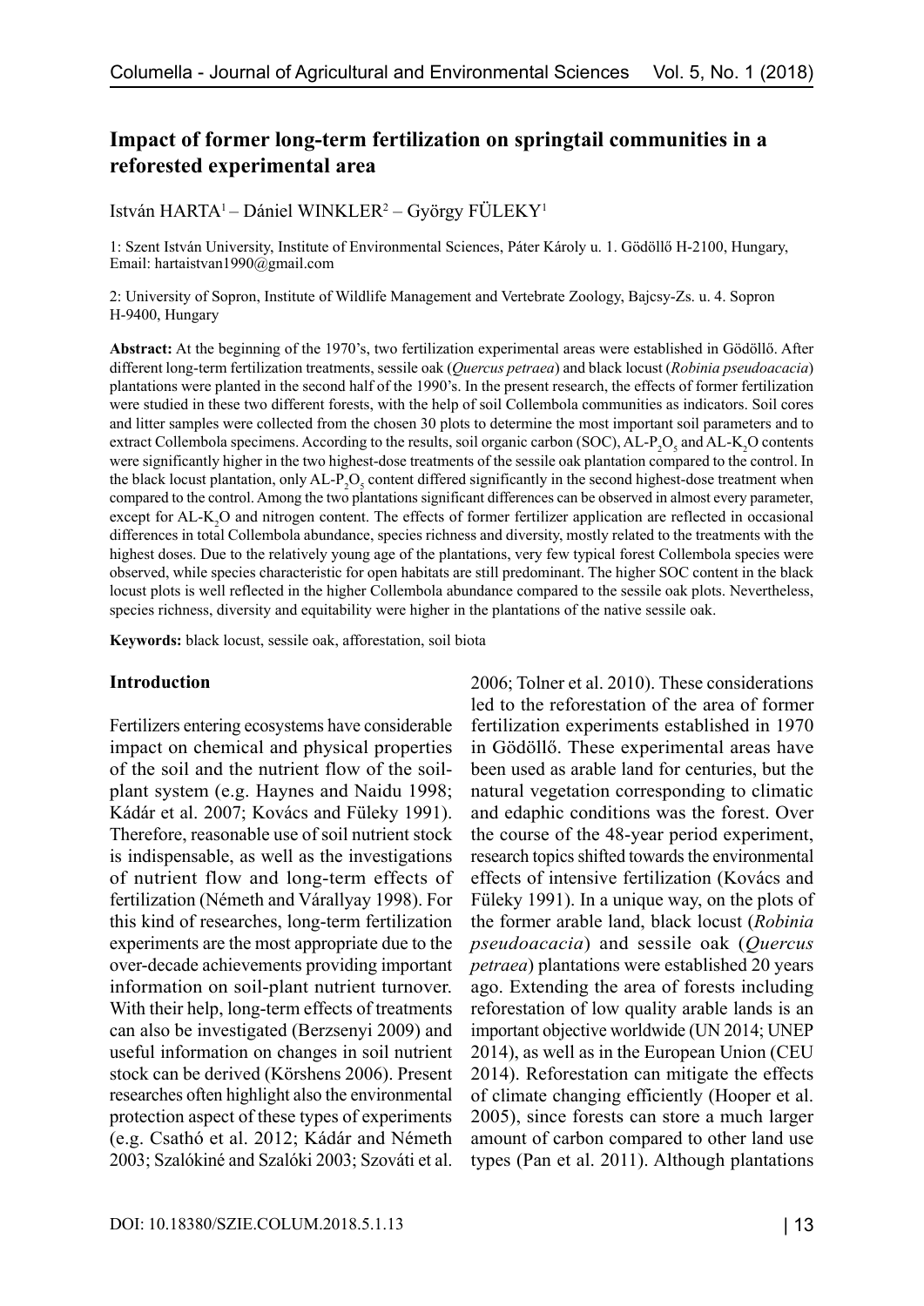# Impact of former long-term fertilization on springtail communities in a reforested experimental area

István HARTA[1] – Dániel WINKLER[2] – György FÜLEKY[1]

1: Szent István University, Institute of Environmental Sciences, Páter Károly u. 1. Gödöllő H-2100, Hungary, Email: hartaistvan1990@gmail.com

2: University of Sopron, Institute of Wildlife Management and Vertebrate Zoology, Bajcsy-Zs. u. 4. Sopron H-9400, Hungary

**Abstract:** At the beginning of the 1970's, two fertilization experimental areas were established in Gödöllő. After different long-term fertilization treatments, sessile oak (*Quercus petraea*) and black locust (*Robinia pseudoacacia*) plantations were planted in the second half of the 1990's. In the present research, the effects of former fertilization were studied in these two different forests, with the help of soil Collembola communities as indicators. Soil cores and litter samples were collected from the chosen 30 plots to determine the most important soil parameters and to extract Collembola specimens. According to the results, soil organic carbon (SOC), AL-$P_2O_5$ and AL-$K_2O$ contents were significantly higher in the two highest-dose treatments of the sessile oak plantation compared to the control. In the black locust plantation, only AL-$P_2O_5$ content differed significantly in the second highest-dose treatment when compared to the control. Among the two plantations significant differences can be observed in almost every parameter, except for AL-$K_2O$ and nitrogen content. The effects of former fertilizer application are reflected in occasional differences in total Collembola abundance, species richness and diversity, mostly related to the treatments with the highest doses. Due to the relatively young age of the plantations, very few typical forest Collembola species were observed, while species characteristic for open habitats are still predominant. The higher SOC content in the black locust plots is well reflected in the higher Collembola abundance compared to the sessile oak plots. Nevertheless, species richness, diversity and equitability were higher in the plantations of the native sessile oak.

**Keywords:** black locust, sessile oak, afforestation, soil biota

## Introduction

Fertilizers entering ecosystems have considerable impact on chemical and physical properties of the soil and the nutrient flow of the soil-plant system (e.g. Haynes and Naidu 1998; Kádár et al. 2007; Kovács and Füleky 1991). Therefore, reasonable use of soil nutrient stock is indispensable, as well as the investigations of nutrient flow and long-term effects of fertilization (Németh and Várallyay 1998). For this kind of researches, long-term fertilization experiments are the most appropriate due to the over-decade achievements providing important information on soil-plant nutrient turnover. With their help, long-term effects of treatments can also be investigated (Berzsenyi 2009) and useful information on changes in soil nutrient stock can be derived (Körshens 2006). Present researches often highlight also the environmental protection aspect of these types of experiments (e.g. Csathó et al. 2012; Kádár and Németh 2003; Szalókiné and Szalóki 2003; Szováti et al. 2006; Tolner et al. 2010). These considerations led to the reforestation of the area of former fertilization experiments established in 1970 in Gödöllő. These experimental areas have been used as arable land for centuries, but the natural vegetation corresponding to climatic and edaphic conditions was the forest. Over the course of the 48-year period experiment, research topics shifted towards the environmental effects of intensive fertilization (Kovács and Füleky 1991). In a unique way, on the plots of the former arable land, black locust (*Robinia pseudoacacia*) and sessile oak (*Quercus petraea*) plantations were established 20 years ago. Extending the area of forests including reforestation of low quality arable lands is an important objective worldwide (UN 2014; UNEP 2014), as well as in the European Union (CEU 2014). Reforestation can mitigate the effects of climate changing efficiently (Hooper et al. 2005), since forests can store a much larger amount of carbon compared to other land use types (Pan et al. 2011). Although plantations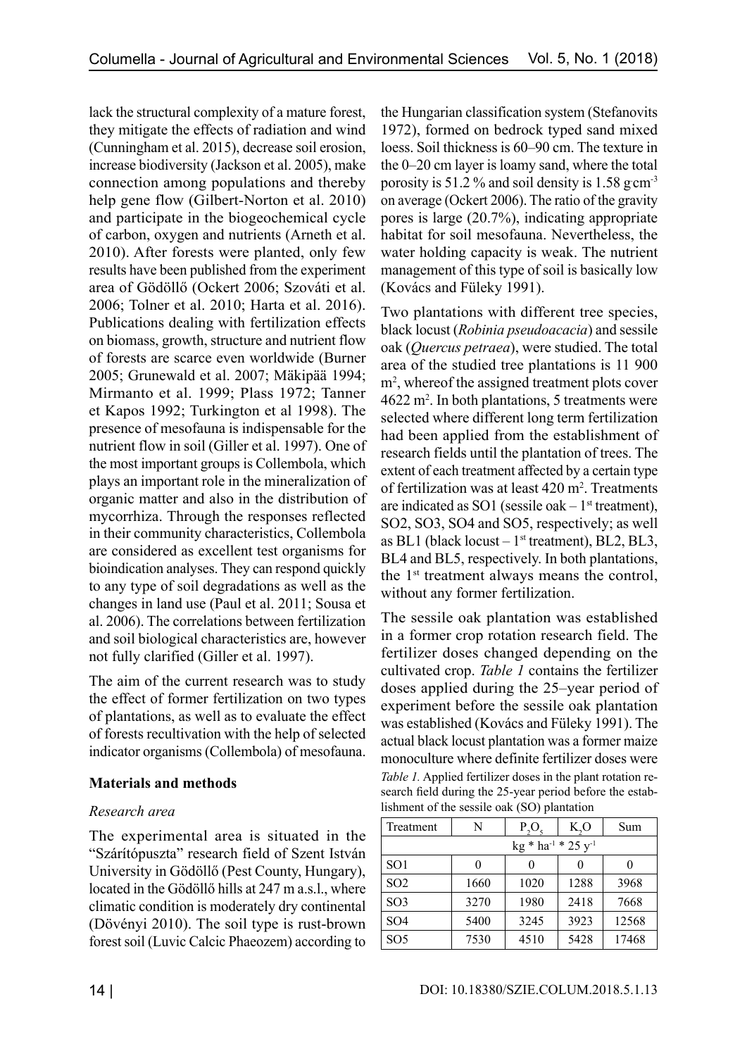lack the structural complexity of a mature forest, they mitigate the effects of radiation and wind (Cunningham et al. 2015), decrease soil erosion, increase biodiversity (Jackson et al. 2005), make connection among populations and thereby help gene flow (Gilbert-Norton et al. 2010) and participate in the biogeochemical cycle of carbon, oxygen and nutrients (Arneth et al. 2010). After forests were planted, only few results have been published from the experiment area of Gödöllő (Ockert 2006; Szováti et al. 2006; Tolner et al. 2010; Harta et al. 2016). Publications dealing with fertilization effects on biomass, growth, structure and nutrient flow of forests are scarce even worldwide (Burner 2005; Grunewald et al. 2007; Mäkipää 1994; Mirmanto et al. 1999; Plass 1972; Tanner et Kapos 1992; Turkington et al 1998). The presence of mesofauna is indispensable for the nutrient flow in soil (Giller et al. 1997). One of the most important groups is Collembola, which plays an important role in the mineralization of organic matter and also in the distribution of mycorrhiza. Through the responses reflected in their community characteristics, Collembola are considered as excellent test organisms for bioindication analyses. They can respond quickly to any type of soil degradations as well as the changes in land use (Paul et al. 2011; Sousa et al. 2006). The correlations between fertilization and soil biological characteristics are, however not fully clarified (Giller et al. 1997).

The aim of the current research was to study the effect of former fertilization on two types of plantations, as well as to evaluate the effect of forests recultivation with the help of selected indicator organisms (Collembola) of mesofauna.

## Materials and methods

### *Research area*

The experimental area is situated in the "Szárítópuszta" research field of Szent István University in Gödöllő (Pest County, Hungary), located in the Gödöllő hills at 247 m a.s.l., where climatic condition is moderately dry continental (Dövényi 2010). The soil type is rust-brown forest soil (Luvic Calcic Phaeozem) according to the Hungarian classification system (Stefanovits 1972), formed on bedrock typed sand mixed loess. Soil thickness is 60–90 cm. The texture in the 0–20 cm layer is loamy sand, where the total porosity is 51.2 % and soil density is 1.58 g cm$^{-3}$ on average (Ockert 2006). The ratio of the gravity pores is large (20.7%), indicating appropriate habitat for soil mesofauna. Nevertheless, the water holding capacity is weak. The nutrient management of this type of soil is basically low (Kovács and Füleky 1991).

Two plantations with different tree species, black locust (*Robinia pseudoacacia*) and sessile oak (*Quercus petraea*), were studied. The total area of the studied tree plantations is 11 900 m$^2$, whereof the assigned treatment plots cover 4622 m$^2$. In both plantations, 5 treatments were selected where different long term fertilization had been applied from the establishment of research fields until the plantation of trees. The extent of each treatment affected by a certain type of fertilization was at least 420 m$^2$. Treatments are indicated as SO1 (sessile oak – 1$^{st}$ treatment), SO2, SO3, SO4 and SO5, respectively; as well as BL1 (black locust – 1$^{st}$ treatment), BL2, BL3, BL4 and BL5, respectively. In both plantations, the 1$^{st}$ treatment always means the control, without any former fertilization.

The sessile oak plantation was established in a former crop rotation research field. The fertilizer doses changed depending on the cultivated crop. *Table 1* contains the fertilizer doses applied during the 25–year period of experiment before the sessile oak plantation was established (Kovács and Füleky 1991). The actual black locust plantation was a former maize monoculture where definite fertilizer doses were

*Table 1.* Applied fertilizer doses in the plant rotation research field during the 25-year period before the establishment of the sessile oak (SO) plantation

| Treatment | N | $P_2O_5$ | $K_2O$ | Sum |
|---|---|---|---|---|
| | kg * ha$^{-1}$ * 25 y$^{-1}$ | | | |
| SO1 | 0 | 0 | 0 | 0 |
| SO2 | 1660 | 1020 | 1288 | 3968 |
| SO3 | 3270 | 1980 | 2418 | 7668 |
| SO4 | 5400 | 3245 | 3923 | 12568 |
| SO5 | 7530 | 4510 | 5428 | 17468 |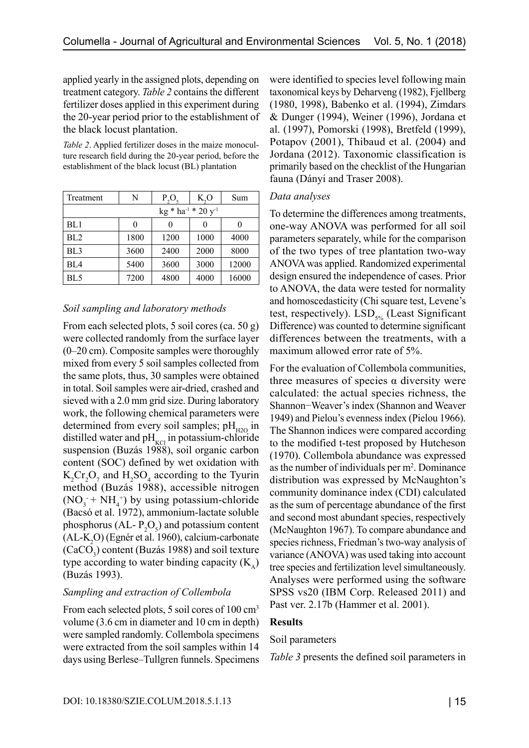applied yearly in the assigned plots, depending on treatment category. *Table 2* contains the different fertilizer doses applied in this experiment during the 20-year period prior to the establishment of the black locust plantation.

*Table 2*. Applied fertilizer doses in the maize monoculture research field during the 20-year period, before the establishment of the black locust (BL) plantation

| Treatment | N | $P_2O_5$ | $K_2O$ | Sum |
|---|---|---|---|---|
| | $kg * ha^{-1} * 20\ y^{-1}$ | | | |
| BL1 | 0 | 0 | 0 | 0 |
| BL2 | 1800 | 1200 | 1000 | 4000 |
| BL3 | 3600 | 2400 | 2000 | 8000 |
| BL4 | 5400 | 3600 | 3000 | 12000 |
| BL5 | 7200 | 4800 | 4000 | 16000 |

### *Soil sampling and laboratory methods*

From each selected plots, 5 soil cores (ca. 50 g) were collected randomly from the surface layer (0–20 cm). Composite samples were thoroughly mixed from every 5 soil samples collected from the same plots, thus, 30 samples were obtained in total. Soil samples were air-dried, crashed and sieved with a 2.0 mm grid size. During laboratory work, the following chemical parameters were determined from every soil samples; $pH_{H2O}$ in distilled water and $pH_{KCl}$ in potassium-chloride suspension (Buzás 1988), soil organic carbon content (SOC) defined by wet oxidation with $K_2Cr_2O_7$ and $H_2SO_4$ according to the Tyurin method (Buzás 1988), accessible nitrogen ($NO_3^- + NH_4^+$) by using potassium-chloride (Bacsó et al. 1972), ammonium-lactate soluble phosphorus (AL- $P_2O_5$) and potassium content (AL-$K_2O$) (Egnér et al. 1960), calcium-carbonate ($CaCO_3$) content (Buzás 1988) and soil texture type according to water binding capacity ($K_A$) (Buzás 1993).

### *Sampling and extraction of Collembola*

From each selected plots, 5 soil cores of 100 $cm^3$ volume (3.6 cm in diameter and 10 cm in depth) were sampled randomly. Collembola specimens were extracted from the soil samples within 14 days using Berlese–Tullgren funnels. Specimens were identified to species level following main taxonomical keys by Deharveng (1982), Fjellberg (1980, 1998), Babenko et al. (1994), Zimdars & Dunger (1994), Weiner (1996), Jordana et al. (1997), Pomorski (1998), Bretfeld (1999), Potapov (2001), Thibaud et al. (2004) and Jordana (2012). Taxonomic classification is primarily based on the checklist of the Hungarian fauna (Dányi and Traser 2008).

### *Data analyses*

To determine the differences among treatments, one-way ANOVA was performed for all soil parameters separately, while for the comparison of the two types of tree plantation two-way ANOVA was applied. Randomized experimental design ensured the independence of cases. Prior to ANOVA, the data were tested for normality and homoscedasticity (Chi square test, Levene's test, respectively). $LSD_{5\%}$ (Least Significant Difference) was counted to determine significant differences between the treatments, with a maximum allowed error rate of 5%.

For the evaluation of Collembola communities, three measures of species α diversity were calculated: the actual species richness, the Shannon−Weaver's index (Shannon and Weaver 1949) and Pielou's evenness index (Pielou 1966). The Shannon indices were compared according to the modified t-test proposed by Hutcheson (1970). Collembola abundance was expressed as the number of individuals per $m^2$. Dominance distribution was expressed by McNaughton's community dominance index (CDI) calculated as the sum of percentage abundance of the first and second most abundant species, respectively (McNaughton 1967). To compare abundance and species richness, Friedman's two-way analysis of variance (ANOVA) was used taking into account tree species and fertilization level simultaneously. Analyses were performed using the software SPSS vs20 (IBM Corp. Released 2011) and Past ver. 2.17b (Hammer et al. 2001).

## **Results**

### Soil parameters

*Table 3* presents the defined soil parameters in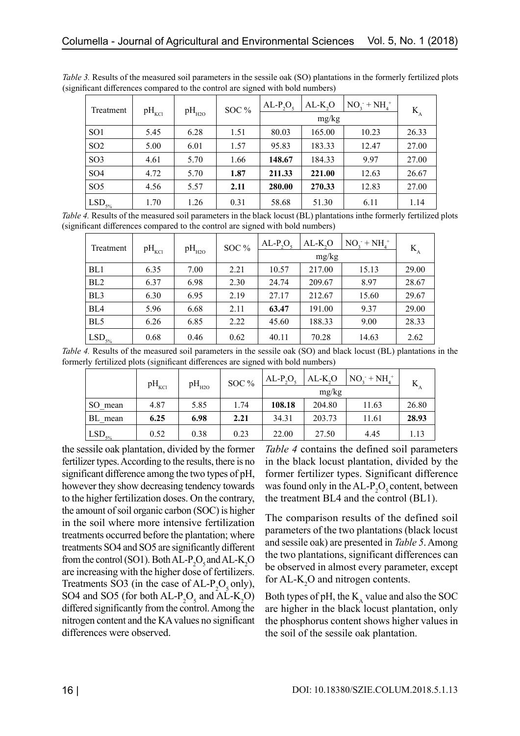*Table 3.* Results of the measured soil parameters in the sessile oak (SO) plantations in the formerly fertilized plots (significant differences compared to the control are signed with bold numbers)

| Treatment | $pH_{KCl}$ | $pH_{H2O}$ | SOC % | $AL\text{-}P_2O_5$ | $AL\text{-}K_2O$ | $NO_3^- + NH_4^+$ | $K_A$ |
|---|---|---|---|---|---|---|---|
| | | | | mg/kg | | | |
| SO1 | 5.45 | 6.28 | 1.51 | 80.03 | 165.00 | 10.23 | 26.33 |
| SO2 | 5.00 | 6.01 | 1.57 | 95.83 | 183.33 | 12.47 | 27.00 |
| SO3 | 4.61 | 5.70 | 1.66 | **148.67** | 184.33 | 9.97 | 27.00 |
| SO4 | 4.72 | 5.70 | **1.87** | **211.33** | **221.00** | 12.63 | 26.67 |
| SO5 | 4.56 | 5.57 | **2.11** | **280.00** | **270.33** | 12.83 | 27.00 |
| $LSD_{5\%}$ | 1.70 | 1.26 | 0.31 | 58.68 | 51.30 | 6.11 | 1.14 |

*Table 4.* Results of the measured soil parameters in the black locust (BL) plantations inthe formerly fertilized plots (significant differences compared to the control are signed with bold numbers)

| Treatment | $pH_{KCl}$ | $pH_{H2O}$ | SOC % | $AL\text{-}P_2O_5$ | $AL\text{-}K_2O$ | $NO_3^- + NH_4^+$ | $K_A$ |
|---|---|---|---|---|---|---|---|
| | | | | mg/kg | | | |
| BL1 | 6.35 | 7.00 | 2.21 | 10.57 | 217.00 | 15.13 | 29.00 |
| BL2 | 6.37 | 6.98 | 2.30 | 24.74 | 209.67 | 8.97 | 28.67 |
| BL3 | 6.30 | 6.95 | 2.19 | 27.17 | 212.67 | 15.60 | 29.67 |
| BL4 | 5.96 | 6.68 | 2.11 | **63.47** | 191.00 | 9.37 | 29.00 |
| BL5 | 6.26 | 6.85 | 2.22 | 45.60 | 188.33 | 9.00 | 28.33 |
| $LSD_{5\%}$ | 0.68 | 0.46 | 0.62 | 40.11 | 70.28 | 14.63 | 2.62 |

*Table 4.* Results of the measured soil parameters in the sessile oak (SO) and black locust (BL) plantations in the formerly fertilized plots (significant differences are signed with bold numbers)

| | $pH_{KCl}$ | $pH_{H2O}$ | SOC % | $AL\text{-}P_2O_5$ | $AL\text{-}K_2O$ | $NO_3^- + NH_4^+$ | $K_A$ |
|---|---|---|---|---|---|---|---|
| | | | | mg/kg | | | |
| SO_mean | 4.87 | 5.85 | 1.74 | **108.18** | 204.80 | 11.63 | 26.80 |
| BL_mean | **6.25** | **6.98** | **2.21** | 34.31 | 203.73 | 11.61 | **28.93** |
| $LSD_{5\%}$ | 0.52 | 0.38 | 0.23 | 22.00 | 27.50 | 4.45 | 1.13 |

the sessile oak plantation, divided by the former fertilizer types. According to the results, there is no significant difference among the two types of pH, however they show decreasing tendency towards to the higher fertilization doses. On the contrary, the amount of soil organic carbon (SOC) is higher in the soil where more intensive fertilization treatments occurred before the plantation; where treatments SO4 and SO5 are significantly different from the control (SO1). Both $AL\text{-}P_2O_5$ and $AL\text{-}K_2O$ are increasing with the higher dose of fertilizers. Treatments SO3 (in the case of $AL\text{-}P_2O_5$ only), SO4 and SO5 (for both $AL\text{-}P_2O_5$ and $AL\text{-}K_2O$) differed significantly from the control. Among the nitrogen content and the KA values no significant differences were observed.

*Table 4* contains the defined soil parameters in the black locust plantation, divided by the former fertilizer types. Significant difference was found only in the $AL\text{-}P_2O_5$ content, between the treatment BL4 and the control (BL1).

The comparison results of the defined soil parameters of the two plantations (black locust and sessile oak) are presented in *Table 5*. Among the two plantations, significant differences can be observed in almost every parameter, except for $AL\text{-}K_2O$ and nitrogen contents.

Both types of pH, the $K_A$ value and also the SOC are higher in the black locust plantation, only the phosphorus content shows higher values in the soil of the sessile oak plantation.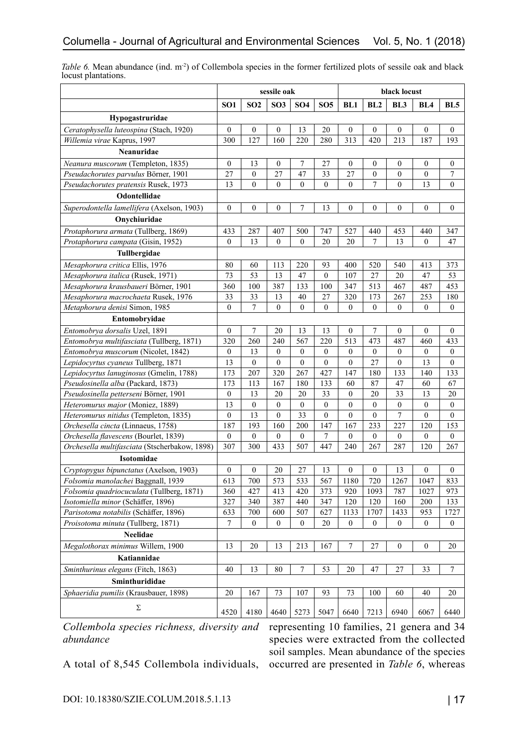*Table 6.* Mean abundance (ind. $m^{-2}$) of Collembola species in the former fertilized plots of sessile oak and black locust plantations.

| | sessile oak | | | | | black locust | | | | |
|---|---|---|---|---|---|---|---|---|---|---|
| | **SO1** | **SO2** | **SO3** | **SO4** | **SO5** | **BL1** | **BL2** | **BL3** | **BL4** | **BL5** |
| **Hypogastruridae** | | | | | | | | | | |
| *Ceratophysella luteospina* (Stach, 1920) | 0 | 0 | 0 | 13 | 20 | 0 | 0 | 0 | 0 | 0 |
| *Willemia virae* Kaprus, 1997 | 300 | 127 | 160 | 220 | 280 | 313 | 420 | 213 | 187 | 193 |
| **Neanuridae** | | | | | | | | | | |
| *Neanura muscorum* (Templeton, 1835) | 0 | 13 | 0 | 7 | 27 | 0 | 0 | 0 | 0 | 0 |
| *Pseudachorutes parvulus* Börner, 1901 | 27 | 0 | 27 | 47 | 33 | 27 | 0 | 0 | 0 | 7 |
| *Pseudachorutes pratensis* Rusek, 1973 | 13 | 0 | 0 | 0 | 0 | 0 | 7 | 0 | 13 | 0 |
| **Odontellidae** | | | | | | | | | | |
| *Superodontella lamellifera* (Axelson, 1903) | 0 | 0 | 0 | 7 | 13 | 0 | 0 | 0 | 0 | 0 |
| **Onychiuridae** | | | | | | | | | | |
| *Protaphorura armata* (Tullberg, 1869) | 433 | 287 | 407 | 500 | 747 | 527 | 440 | 453 | 440 | 347 |
| *Protaphorura campata* (Gisin, 1952) | 0 | 13 | 0 | 0 | 20 | 20 | 7 | 13 | 0 | 47 |
| **Tullbergidae** | | | | | | | | | | |
| *Mesaphorura critica* Ellis, 1976 | 80 | 60 | 113 | 220 | 93 | 400 | 520 | 540 | 413 | 373 |
| *Mesaphorura italica* (Rusek, 1971) | 73 | 53 | 13 | 47 | 0 | 107 | 27 | 20 | 47 | 53 |
| *Mesaphorura krausbaueri* Börner, 1901 | 360 | 100 | 387 | 133 | 100 | 347 | 513 | 467 | 487 | 453 |
| *Mesaphorura macrochaeta* Rusek, 1976 | 33 | 33 | 13 | 40 | 27 | 320 | 173 | 267 | 253 | 180 |
| *Metaphorura denisi* Simon, 1985 | 0 | 7 | 0 | 0 | 0 | 0 | 0 | 0 | 0 | 0 |
| **Entomobryidae** | | | | | | | | | | |
| *Entomobrya dorsalis* Uzel, 1891 | 0 | 7 | 20 | 13 | 13 | 0 | 7 | 0 | 0 | 0 |
| *Entomobrya multifasciata* (Tullberg, 1871) | 320 | 260 | 240 | 567 | 220 | 513 | 473 | 487 | 460 | 433 |
| *Entomobrya muscorum* (Nicolet, 1842) | 0 | 13 | 0 | 0 | 0 | 0 | 0 | 0 | 0 | 0 |
| *Lepidocyrtus cyaneus* Tullberg, 1871 | 13 | 0 | 0 | 0 | 0 | 0 | 27 | 0 | 13 | 0 |
| *Lepidocyrtus lanuginosus* (Gmelin, 1788) | 173 | 207 | 320 | 267 | 427 | 147 | 180 | 133 | 140 | 133 |
| *Pseudosinella alba* (Packard, 1873) | 173 | 113 | 167 | 180 | 133 | 60 | 87 | 47 | 60 | 67 |
| *Pseudosinella petterseni* Börner, 1901 | 0 | 13 | 20 | 20 | 33 | 0 | 20 | 33 | 13 | 20 |
| *Heteromurus major* (Moniez, 1889) | 13 | 0 | 0 | 0 | 0 | 0 | 0 | 0 | 0 | 0 |
| *Heteromurus nitidus* (Templeton, 1835) | 0 | 13 | 0 | 33 | 0 | 0 | 0 | 7 | 0 | 0 |
| *Orchesella cincta* (Linnaeus, 1758) | 187 | 193 | 160 | 200 | 147 | 167 | 233 | 227 | 120 | 153 |
| *Orchesella flavescens* (Bourlet, 1839) | 0 | 0 | 0 | 0 | 7 | 0 | 0 | 0 | 0 | 0 |
| *Orchesella multifasciata* (Stscherbakow, 1898) | 307 | 300 | 433 | 507 | 447 | 240 | 267 | 287 | 120 | 267 |
| **Isotomidae** | | | | | | | | | | |
| *Cryptopygus bipunctatus* (Axelson, 1903) | 0 | 0 | 20 | 27 | 13 | 0 | 0 | 13 | 0 | 0 |
| *Folsomia manolachei* Baggnall, 1939 | 613 | 700 | 573 | 533 | 567 | 1180 | 720 | 1267 | 1047 | 833 |
| *Folsomia quadriocuculata* (Tullberg, 1871) | 360 | 427 | 413 | 420 | 373 | 920 | 1093 | 787 | 1027 | 973 |
| *Isotomiella minor* (Schäffer, 1896) | 327 | 340 | 387 | 440 | 347 | 120 | 120 | 160 | 200 | 133 |
| *Parisotoma notabilis* (Schäffer, 1896) | 633 | 700 | 600 | 507 | 627 | 1133 | 1707 | 1433 | 953 | 1727 |
| *Proisotoma minuta* (Tullberg, 1871) | 7 | 0 | 0 | 0 | 20 | 0 | 0 | 0 | 0 | 0 |
| **Neelidae** | | | | | | | | | | |
| *Megalothorax minimus* Willem, 1900 | 13 | 20 | 13 | 213 | 167 | 7 | 27 | 0 | 0 | 20 |
| **Katiannidae** | | | | | | | | | | |
| *Sminthurinus elegans* (Fitch, 1863) | 40 | 13 | 80 | 7 | 53 | 20 | 47 | 27 | 33 | 7 |
| **Sminthurididae** | | | | | | | | | | |
| *Sphaeridia pumilis* (Krausbauer, 1898) | 20 | 167 | 73 | 107 | 93 | 73 | 100 | 60 | 40 | 20 |
| Σ | 4520 | 4180 | 4640 | 5273 | 5047 | 6640 | 7213 | 6940 | 6067 | 6440 |

*Collembola species richness, diversity and abundance*

A total of 8,545 Collembola individuals, representing 10 families, 21 genera and 34 species were extracted from the collected soil samples. Mean abundance of the species occurred are presented in *Table 6*, whereas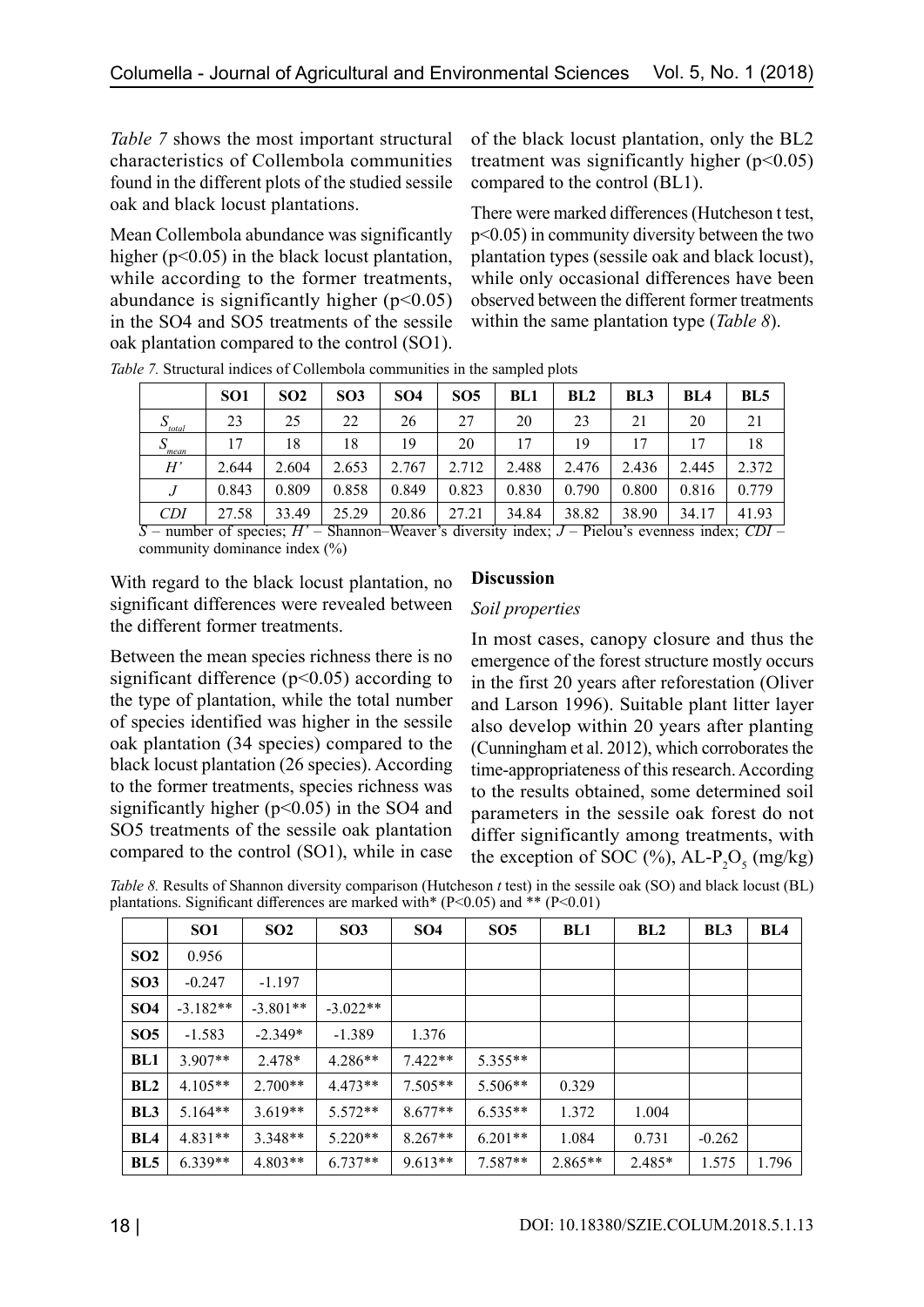*Table 7* shows the most important structural characteristics of Collembola communities found in the different plots of the studied sessile oak and black locust plantations.

Mean Collembola abundance was significantly higher ($p<0.05$) in the black locust plantation, while according to the former treatments, abundance is significantly higher ($p<0.05$) in the SO4 and SO5 treatments of the sessile oak plantation compared to the control (SO1).

With regard to the black locust plantation, no significant differences were revealed between the different former treatments.

Between the mean species richness there is no significant difference ($p<0.05$) according to the type of plantation, while the total number of species identified was higher in the sessile oak plantation (34 species) compared to the black locust plantation (26 species). According to the former treatments, species richness was significantly higher ($p<0.05$) in the SO4 and SO5 treatments of the sessile oak plantation compared to the control (SO1), while in case of the black locust plantation, only the BL2 treatment was significantly higher ($p<0.05$) compared to the control (BL1).

There were marked differences (Hutcheson t test, $p<0.05$) in community diversity between the two plantation types (sessile oak and black locust), while only occasional differences have been observed between the different former treatments within the same plantation type (*Table 8*).

*Table 7.* Structural indices of Collembola communities in the sampled plots

| | SO1 | SO2 | SO3 | SO4 | SO5 | BL1 | BL2 | BL3 | BL4 | BL5 |
|---|---|---|---|---|---|---|---|---|---|---|
| $S_{total}$ | 23 | 25 | 22 | 26 | 27 | 20 | 23 | 21 | 20 | 21 |
| $S_{mean}$ | 17 | 18 | 18 | 19 | 20 | 17 | 19 | 17 | 17 | 18 |
| $H'$ | 2.644 | 2.604 | 2.653 | 2.767 | 2.712 | 2.488 | 2.476 | 2.436 | 2.445 | 2.372 |
| $J$ | 0.843 | 0.809 | 0.858 | 0.849 | 0.823 | 0.830 | 0.790 | 0.800 | 0.816 | 0.779 |
| $CDI$ | 27.58 | 33.49 | 25.29 | 20.86 | 27.21 | 34.84 | 38.82 | 38.90 | 34.17 | 41.93 |

$S$ – number of species; $H'$ – Shannon–Weaver's diversity index; $J$ – Pielou's evenness index; $CDI$ – community dominance index (%)

## Discussion

### Soil properties

In most cases, canopy closure and thus the emergence of the forest structure mostly occurs in the first 20 years after reforestation (Oliver and Larson 1996). Suitable plant litter layer also develop within 20 years after planting (Cunningham et al. 2012), which corroborates the time-appropriateness of this research. According to the results obtained, some determined soil parameters in the sessile oak forest do not differ significantly among treatments, with the exception of SOC (%), AL-$P_2O_5$ (mg/kg)

*Table 8.* Results of Shannon diversity comparison (Hutcheson *t* test) in the sessile oak (SO) and black locust (BL) plantations. Significant differences are marked with* ($P<0.05$) and ** ($P<0.01$)

| | SO1 | SO2 | SO3 | SO4 | SO5 | BL1 | BL2 | BL3 | BL4 |
|---|---|---|---|---|---|---|---|---|---|
| SO2 | 0.956 | | | | | | | | |
| SO3 | -0.247 | -1.197 | | | | | | | |
| SO4 | -3.182** | -3.801** | -3.022** | | | | | | |
| SO5 | -1.583 | -2.349* | -1.389 | 1.376 | | | | | |
| BL1 | 3.907** | 2.478* | 4.286** | 7.422** | 5.355** | | | | |
| BL2 | 4.105** | 2.700** | 4.473** | 7.505** | 5.506** | 0.329 | | | |
| BL3 | 5.164** | 3.619** | 5.572** | 8.677** | 6.535** | 1.372 | 1.004 | | |
| BL4 | 4.831** | 3.348** | 5.220** | 8.267** | 6.201** | 1.084 | 0.731 | -0.262 | |
| BL5 | 6.339** | 4.803** | 6.737** | 9.613** | 7.587** | 2.865** | 2.485* | 1.575 | 1.796 |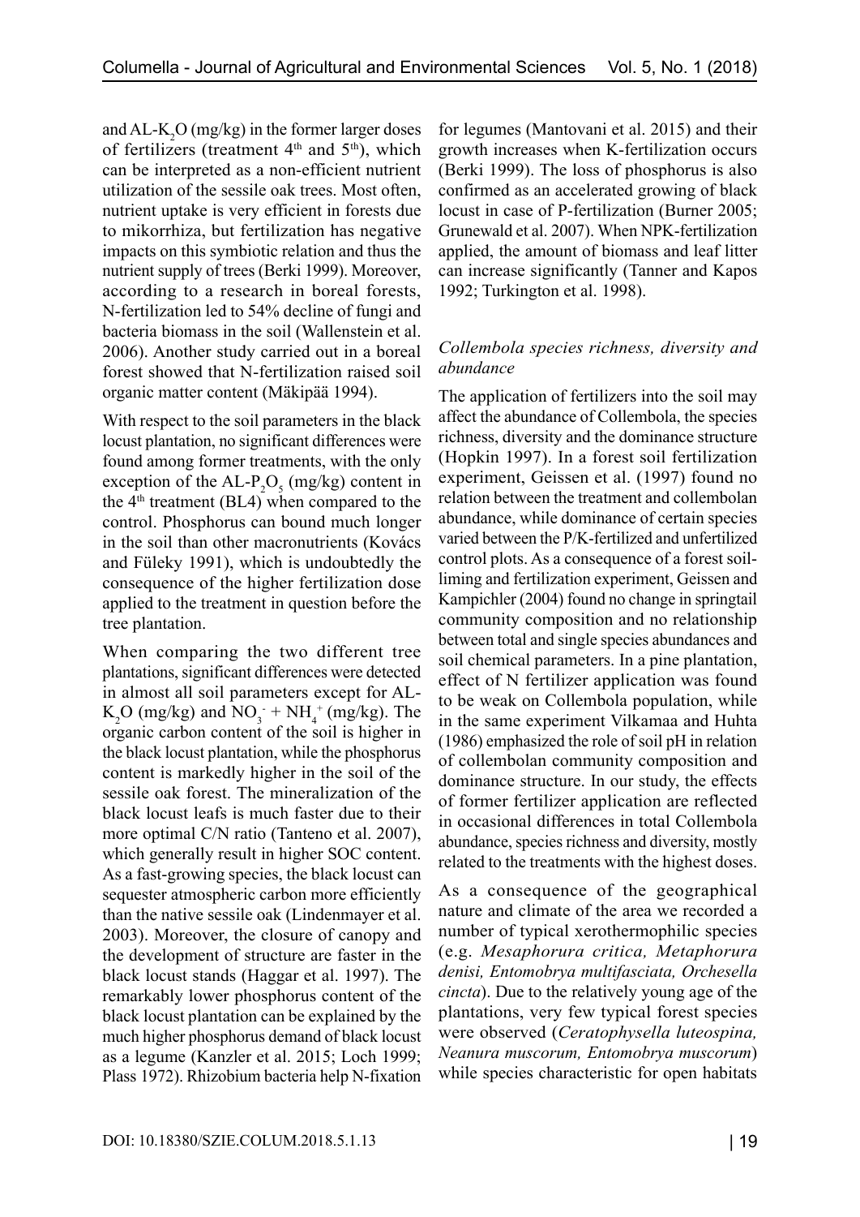and AL-$K_2O$ (mg/kg) in the former larger doses of fertilizers (treatment 4th and 5th), which can be interpreted as a non-efficient nutrient utilization of the sessile oak trees. Most often, nutrient uptake is very efficient in forests due to mikorrhiza, but fertilization has negative impacts on this symbiotic relation and thus the nutrient supply of trees (Berki 1999). Moreover, according to a research in boreal forests, N-fertilization led to 54% decline of fungi and bacteria biomass in the soil (Wallenstein et al. 2006). Another study carried out in a boreal forest showed that N-fertilization raised soil organic matter content (Mäkipää 1994).

With respect to the soil parameters in the black locust plantation, no significant differences were found among former treatments, with the only exception of the AL-$P_2O_5$ (mg/kg) content in the 4th treatment (BL4) when compared to the control. Phosphorus can bound much longer in the soil than other macronutrients (Kovács and Füleky 1991), which is undoubtedly the consequence of the higher fertilization dose applied to the treatment in question before the tree plantation.

When comparing the two different tree plantations, significant differences were detected in almost all soil parameters except for AL-$K_2O$ (mg/kg) and $NO_3^- + NH_4^+$ (mg/kg). The organic carbon content of the soil is higher in the black locust plantation, while the phosphorus content is markedly higher in the soil of the sessile oak forest. The mineralization of the black locust leafs is much faster due to their more optimal C/N ratio (Tanteno et al. 2007), which generally result in higher SOC content. As a fast-growing species, the black locust can sequester atmospheric carbon more efficiently than the native sessile oak (Lindenmayer et al. 2003). Moreover, the closure of canopy and the development of structure are faster in the black locust stands (Haggar et al. 1997). The remarkably lower phosphorus content of the black locust plantation can be explained by the much higher phosphorus demand of black locust as a legume (Kanzler et al. 2015; Loch 1999; Plass 1972). Rhizobium bacteria help N-fixation for legumes (Mantovani et al. 2015) and their growth increases when K-fertilization occurs (Berki 1999). The loss of phosphorus is also confirmed as an accelerated growing of black locust in case of P-fertilization (Burner 2005; Grunewald et al. 2007). When NPK-fertilization applied, the amount of biomass and leaf litter can increase significantly (Tanner and Kapos 1992; Turkington et al. 1998).

### *Collembola species richness, diversity and abundance*

The application of fertilizers into the soil may affect the abundance of Collembola, the species richness, diversity and the dominance structure (Hopkin 1997). In a forest soil fertilization experiment, Geissen et al. (1997) found no relation between the treatment and collembolan abundance, while dominance of certain species varied between the P/K-fertilized and unfertilized control plots. As a consequence of a forest soil-liming and fertilization experiment, Geissen and Kampichler (2004) found no change in springtail community composition and no relationship between total and single species abundances and soil chemical parameters. In a pine plantation, effect of N fertilizer application was found to be weak on Collembola population, while in the same experiment Vilkamaa and Huhta (1986) emphasized the role of soil pH in relation of collembolan community composition and dominance structure. In our study, the effects of former fertilizer application are reflected in occasional differences in total Collembola abundance, species richness and diversity, mostly related to the treatments with the highest doses.

As a consequence of the geographical nature and climate of the area we recorded a number of typical xerothermophilic species (e.g. *Mesaphorura critica, Metaphorura denisi, Entomobrya multifasciata, Orchesella cincta*). Due to the relatively young age of the plantations, very few typical forest species were observed (*Ceratophysella luteospina, Neanura muscorum, Entomobrya muscorum*) while species characteristic for open habitats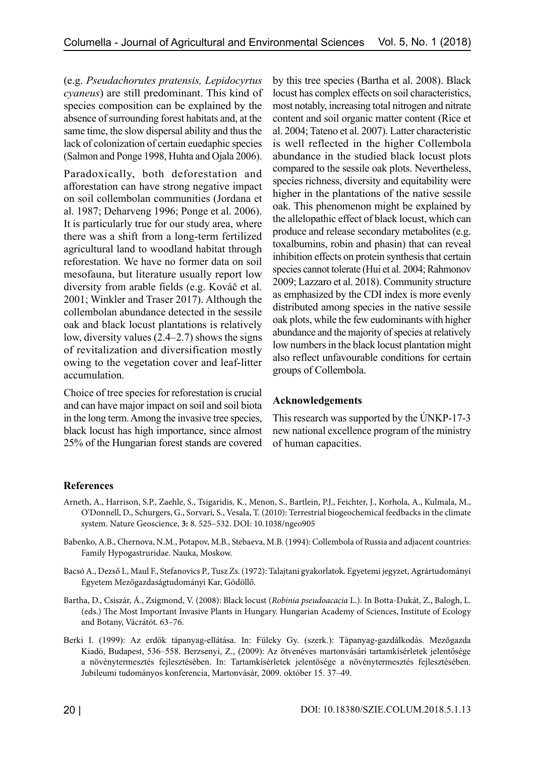(e.g. *Pseudachorutes pratensis, Lepidocyrtus cyaneus*) are still predominant. This kind of species composition can be explained by the absence of surrounding forest habitats and, at the same time, the slow dispersal ability and thus the lack of colonization of certain euedaphic species (Salmon and Ponge 1998, Huhta and Ojala 2006).

Paradoxically, both deforestation and afforestation can have strong negative impact on soil collembolan communities (Jordana et al. 1987; Deharveng 1996; Ponge et al. 2006). It is particularly true for our study area, where there was a shift from a long-term fertilized agricultural land to woodland habitat through reforestation. We have no former data on soil mesofauna, but literature usually report low diversity from arable fields (e.g. Kováč et al. 2001; Winkler and Traser 2017). Although the collembolan abundance detected in the sessile oak and black locust plantations is relatively low, diversity values (2.4–2.7) shows the signs of revitalization and diversification mostly owing to the vegetation cover and leaf-litter accumulation.

Choice of tree species for reforestation is crucial and can have major impact on soil and soil biota in the long term. Among the invasive tree species, black locust has high importance, since almost 25% of the Hungarian forest stands are covered by this tree species (Bartha et al. 2008). Black locust has complex effects on soil characteristics, most notably, increasing total nitrogen and nitrate content and soil organic matter content (Rice et al. 2004; Tateno et al. 2007). Latter characteristic is well reflected in the higher Collembola abundance in the studied black locust plots compared to the sessile oak plots. Nevertheless, species richness, diversity and equitability were higher in the plantations of the native sessile oak. This phenomenon might be explained by the allelopathic effect of black locust, which can produce and release secondary metabolites (e.g. toxalbumins, robin and phasin) that can reveal inhibition effects on protein synthesis that certain species cannot tolerate (Hui et al. 2004; Rahmonov 2009; Lazzaro et al. 2018). Community structure as emphasized by the CDI index is more evenly distributed among species in the native sessile oak plots, while the few eudominants with higher abundance and the majority of species at relatively low numbers in the black locust plantation might also reflect unfavourable conditions for certain groups of Collembola.

## Acknowledgements

This research was supported by the ÚNKP-17-3 new national excellence program of the ministry of human capacities.

## References

Arneth, A., Harrison, S.P., Zaehle, S., Tsigaridis, K., Menon, S., Bartlein, P.J., Feichter, J., Korhola, A., Kulmala, M., O'Donnell, D., Schurgers, G., Sorvari, S., Vesala, T. (2010): Terrestrial biogeochemical feedbacks in the climate system. Nature Geoscience, **3:** 8. 525–532. DOI: 10.1038/ngeo905

Babenko, A.B., Chernova, N.M., Potapov, M.B., Stebaeva, M.B. (1994): Collembola of Russia and adjacent countries: Family Hypogastruridae. Nauka, Moskow.

Bacsó A., Dezső I., Maul F., Stefanovics P., Tusz Zs. (1972): Talajtani gyakorlatok. Egyetemi jegyzet, Agrártudományi Egyetem Mezőgazdaságtudományi Kar, Gödöllő.

Bartha, D., Csiszár, Á., Zsigmond, V. (2008): Black locust (*Robinia pseudoacacia* L.). In Botta-Dukát, Z., Balogh, L. (eds.) The Most Important Invasive Plants in Hungary. Hungarian Academy of Sciences, Institute of Ecology and Botany, Vácrátót. 63–76.

Berki I. (1999): Az erdők tápanyag-ellátása. In: Füleky Gy. (szerk.): Tápanyag-gazdálkodás. Mezőgazda Kiadó, Budapest, 536–558. Berzsenyi, Z., (2009): Az ötvenéves martonvásári tartamkísérletek jelentősége a növénytermesztés fejlesztésében. In: Tartamkísérletek jelentősége a növénytermesztés fejlesztésében. Jubileumi tudományos konferencia, Martonvásár, 2009. október 15. 37–49.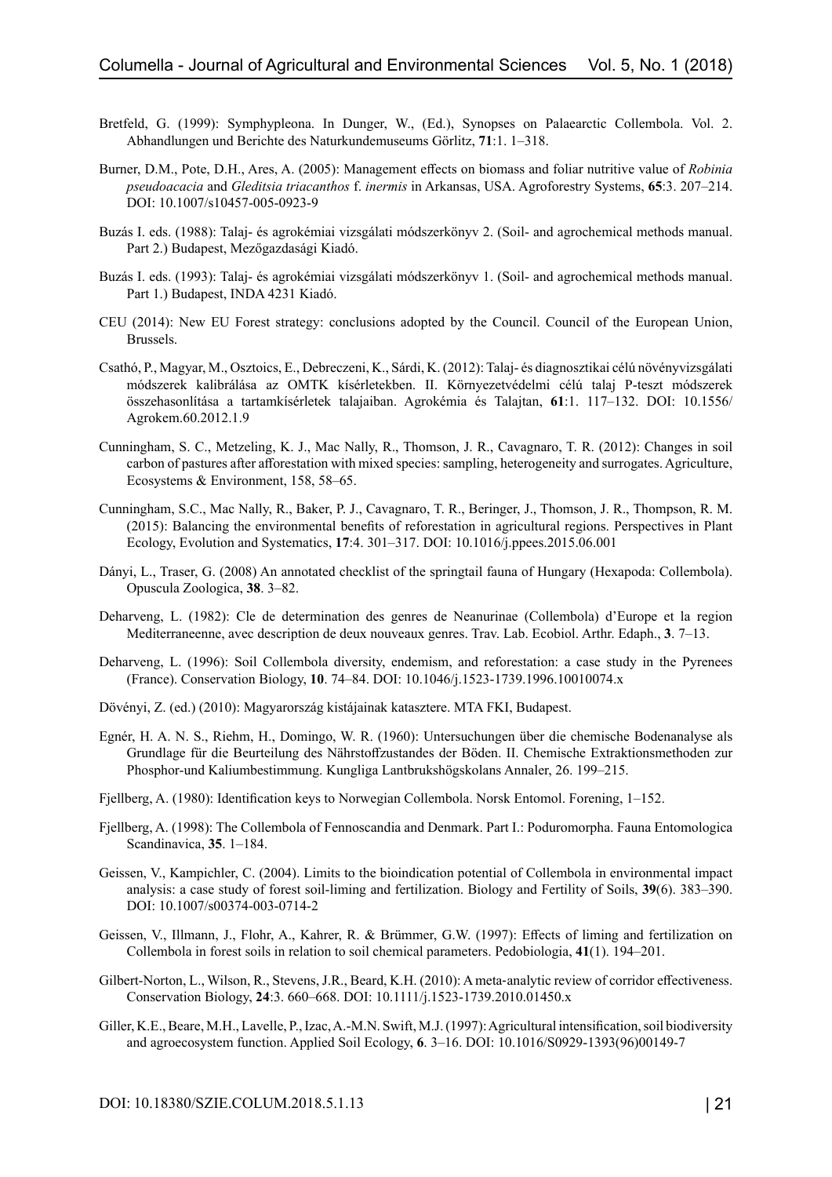Bretfeld, G. (1999): Symphypleona. In Dunger, W., (Ed.), Synopses on Palaearctic Collembola. Vol. 2. Abhandlungen und Berichte des Naturkundemuseums Görlitz, **71**:1. 1–318.

Burner, D.M., Pote, D.H., Ares, A. (2005): Management effects on biomass and foliar nutritive value of *Robinia pseudoacacia* and *Gleditsia triacanthos* f. *inermis* in Arkansas, USA. Agroforestry Systems, **65**:3. 207–214. DOI: 10.1007/s10457-005-0923-9

Buzás I. eds. (1988): Talaj- és agrokémiai vizsgálati módszerkönyv 2. (Soil- and agrochemical methods manual. Part 2.) Budapest, Mezőgazdasági Kiadó.

Buzás I. eds. (1993): Talaj- és agrokémiai vizsgálati módszerkönyv 1. (Soil- and agrochemical methods manual. Part 1.) Budapest, INDA 4231 Kiadó.

CEU (2014): New EU Forest strategy: conclusions adopted by the Council. Council of the European Union, Brussels.

Csathó, P., Magyar, M., Osztoics, E., Debreczeni, K., Sárdi, K. (2012): Talaj- és diagnosztikai célú növényvizsgálati módszerek kalibrálása az OMTK kísérletekben. II. Környezetvédelmi célú talaj P-teszt módszerek összehasonlítása a tartamkísérletek talajaiban. Agrokémia és Talajtan, **61**:1. 117–132. DOI: 10.1556/Agrokem.60.2012.1.9

Cunningham, S. C., Metzeling, K. J., Mac Nally, R., Thomson, J. R., Cavagnaro, T. R. (2012): Changes in soil carbon of pastures after afforestation with mixed species: sampling, heterogeneity and surrogates. Agriculture, Ecosystems & Environment, 158, 58–65.

Cunningham, S.C., Mac Nally, R., Baker, P. J., Cavagnaro, T. R., Beringer, J., Thomson, J. R., Thompson, R. M. (2015): Balancing the environmental benefits of reforestation in agricultural regions. Perspectives in Plant Ecology, Evolution and Systematics, **17**:4. 301–317. DOI: 10.1016/j.ppees.2015.06.001

Dányi, L., Traser, G. (2008) An annotated checklist of the springtail fauna of Hungary (Hexapoda: Collembola). Opuscula Zoologica, **38**. 3–82.

Deharveng, L. (1982): Cle de determination des genres de Neanurinae (Collembola) d'Europe et la region Mediterraneenne, avec description de deux nouveaux genres. Trav. Lab. Ecobiol. Arthr. Edaph., **3**. 7–13.

Deharveng, L. (1996): Soil Collembola diversity, endemism, and reforestation: a case study in the Pyrenees (France). Conservation Biology, **10**. 74–84. DOI: 10.1046/j.1523-1739.1996.10010074.x

Dövényi, Z. (ed.) (2010): Magyarország kistájainak katasztere. MTA FKI, Budapest.

Egnér, H. A. N. S., Riehm, H., Domingo, W. R. (1960): Untersuchungen über die chemische Bodenanalyse als Grundlage für die Beurteilung des Nährstoffzustandes der Böden. II. Chemische Extraktionsmethoden zur Phosphor-und Kaliumbestimmung. Kungliga Lantbrukshögskolans Annaler, 26. 199–215.

Fjellberg, A. (1980): Identification keys to Norwegian Collembola. Norsk Entomol. Forening, 1–152.

Fjellberg, A. (1998): The Collembola of Fennoscandia and Denmark. Part I.: Poduromorpha. Fauna Entomologica Scandinavica, **35**. 1–184.

Geissen, V., Kampichler, C. (2004). Limits to the bioindication potential of Collembola in environmental impact analysis: a case study of forest soil-liming and fertilization. Biology and Fertility of Soils, **39**(6). 383–390. DOI: 10.1007/s00374-003-0714-2

Geissen, V., Illmann, J., Flohr, A., Kahrer, R. & Brümmer, G.W. (1997): Effects of liming and fertilization on Collembola in forest soils in relation to soil chemical parameters. Pedobiologia, **41**(1). 194–201.

Gilbert-Norton, L., Wilson, R., Stevens, J.R., Beard, K.H. (2010): A meta-analytic review of corridor effectiveness. Conservation Biology, **24**:3. 660–668. DOI: 10.1111/j.1523-1739.2010.01450.x

Giller, K.E., Beare, M.H., Lavelle, P., Izac, A.-M.N. Swift, M.J. (1997): Agricultural intensification, soil biodiversity and agroecosystem function. Applied Soil Ecology, **6**. 3–16. DOI: 10.1016/S0929-1393(96)00149-7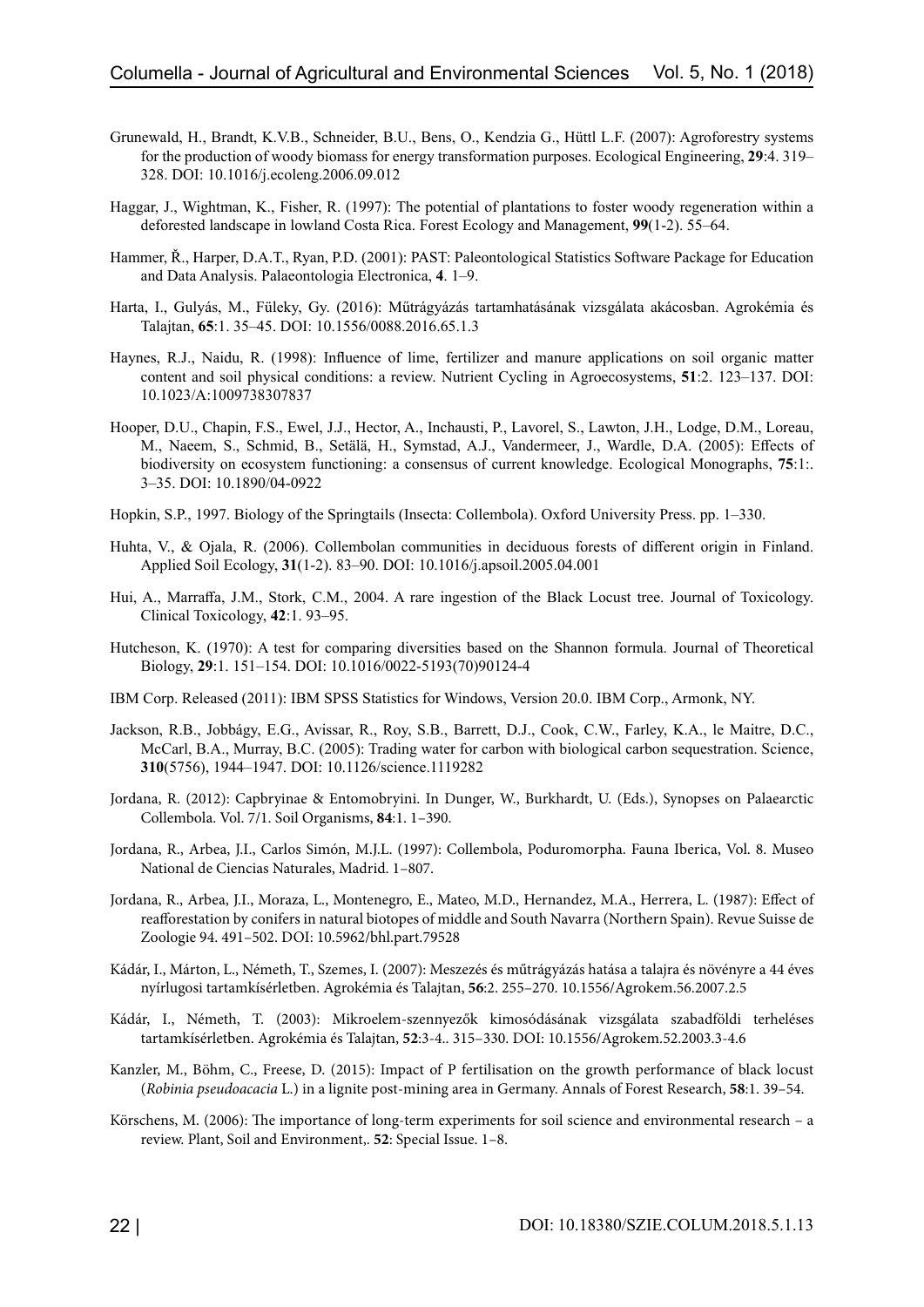Grunewald, H., Brandt, K.V.B., Schneider, B.U., Bens, O., Kendzia G., Hüttl L.F. (2007): Agroforestry systems for the production of woody biomass for energy transformation purposes. Ecological Engineering, **29**:4. 319–328. DOI: 10.1016/j.ecoleng.2006.09.012

Haggar, J., Wightman, K., Fisher, R. (1997): The potential of plantations to foster woody regeneration within a deforested landscape in lowland Costa Rica. Forest Ecology and Management, **99**(1-2). 55–64.

Hammer, Ř., Harper, D.A.T., Ryan, P.D. (2001): PAST: Paleontological Statistics Software Package for Education and Data Analysis. Palaeontologia Electronica, **4**. 1–9.

Harta, I., Gulyás, M., Füleky, Gy. (2016): Műtrágyázás tartamhatásának vizsgálata akácosban. Agrokémia és Talajtan, **65**:1. 35–45. DOI: 10.1556/0088.2016.65.1.3

Haynes, R.J., Naidu, R. (1998): Influence of lime, fertilizer and manure applications on soil organic matter content and soil physical conditions: a review. Nutrient Cycling in Agroecosystems, **51**:2. 123–137. DOI: 10.1023/A:1009738307837

Hooper, D.U., Chapin, F.S., Ewel, J.J., Hector, A., Inchausti, P., Lavorel, S., Lawton, J.H., Lodge, D.M., Loreau, M., Naeem, S., Schmid, B., Setälä, H., Symstad, A.J., Vandermeer, J., Wardle, D.A. (2005): Effects of biodiversity on ecosystem functioning: a consensus of current knowledge. Ecological Monographs, **75**:1:. 3–35. DOI: 10.1890/04-0922

Hopkin, S.P., 1997. Biology of the Springtails (Insecta: Collembola). Oxford University Press. pp. 1–330.

Huhta, V., & Ojala, R. (2006). Collembolan communities in deciduous forests of different origin in Finland. Applied Soil Ecology, **31**(1-2). 83–90. DOI: 10.1016/j.apsoil.2005.04.001

Hui, A., Marraffa, J.M., Stork, C.M., 2004. A rare ingestion of the Black Locust tree. Journal of Toxicology. Clinical Toxicology, **42**:1. 93–95.

Hutcheson, K. (1970): A test for comparing diversities based on the Shannon formula. Journal of Theoretical Biology, **29**:1. 151–154. DOI: 10.1016/0022-5193(70)90124-4

IBM Corp. Released (2011): IBM SPSS Statistics for Windows, Version 20.0. IBM Corp., Armonk, NY.

Jackson, R.B., Jobbágy, E.G., Avissar, R., Roy, S.B., Barrett, D.J., Cook, C.W., Farley, K.A., le Maitre, D.C., McCarl, B.A., Murray, B.C. (2005): Trading water for carbon with biological carbon sequestration. Science, **310**(5756), 1944–1947. DOI: 10.1126/science.1119282

Jordana, R. (2012): Capbryinae & Entomobryini. In Dunger, W., Burkhardt, U. (Eds.), Synopses on Palaearctic Collembola. Vol. 7/1. Soil Organisms, **84**:1. 1–390.

Jordana, R., Arbea, J.I., Carlos Simón, M.J.L. (1997): Collembola, Poduromorpha. Fauna Iberica, Vol. 8. Museo National de Ciencias Naturales, Madrid. 1–807.

Jordana, R., Arbea, J.I., Moraza, L., Montenegro, E., Mateo, M.D., Hernandez, M.A., Herrera, L. (1987): Effect of reafforestation by conifers in natural biotopes of middle and South Navarra (Northern Spain). Revue Suisse de Zoologie 94. 491–502. DOI: 10.5962/bhl.part.79528

Kádár, I., Márton, L., Németh, T., Szemes, I. (2007): Meszezés és műtrágyázás hatása a talajra és növényre a 44 éves nyírlugosi tartamkísérletben. Agrokémia és Talajtan, **56**:2. 255–270. 10.1556/Agrokem.56.2007.2.5

Kádár, I., Németh, T. (2003): Mikroelem-szennyezők kimosódásának vizsgálata szabadföldi terheléses tartamkísérletben. Agrokémia és Talajtan, **52**:3-4.. 315–330. DOI: 10.1556/Agrokem.52.2003.3-4.6

Kanzler, M., Böhm, C., Freese, D. (2015): Impact of P fertilisation on the growth performance of black locust (*Robinia pseudoacacia* L.) in a lignite post-mining area in Germany. Annals of Forest Research, **58**:1. 39–54.

Körschens, M. (2006): The importance of long-term experiments for soil science and environmental research – a review. Plant, Soil and Environment,. **52**: Special Issue. 1–8.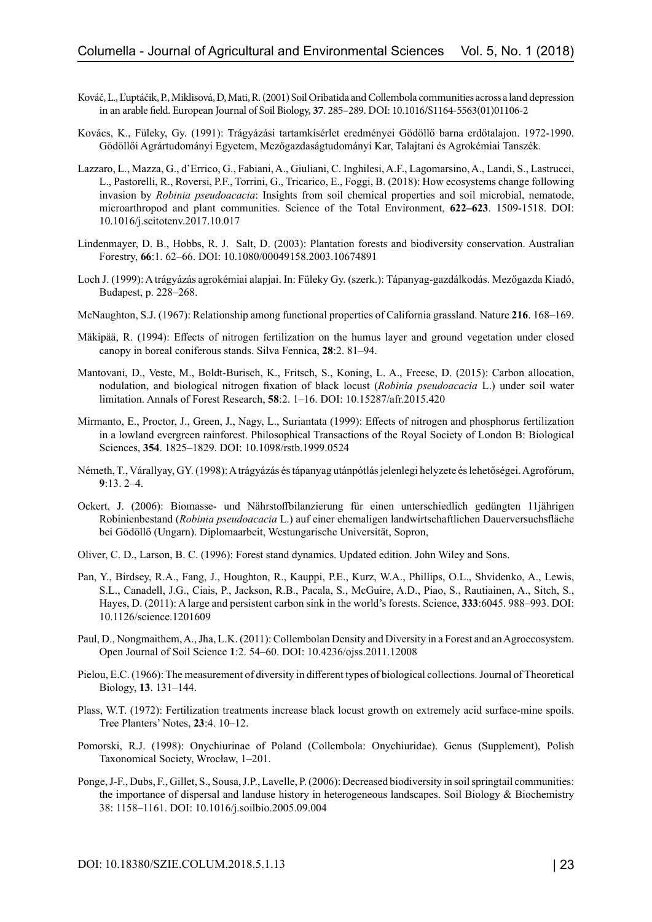Kováč, L., Ľuptáčik, P., Miklisová, D, Mati, R. (2001) Soil Oribatida and Collembola communities across a land depression in an arable field. European Journal of Soil Biology, **37**. 285–289. DOI: 10.1016/S1164-5563(01)01106-2

Kovács, K., Füleky, Gy. (1991): Trágyázási tartamkísérlet eredményei Gödöllő barna erdőtalajon. 1972-1990. Gödöllői Agrártudományi Egyetem, Mezőgazdaságtudományi Kar, Talajtani és Agrokémiai Tanszék.

Lazzaro, L., Mazza, G., d'Errico, G., Fabiani, A., Giuliani, C. Inghilesi, A.F., Lagomarsino, A., Landi, S., Lastrucci, L., Pastorelli, R., Roversi, P.F., Torrini, G., Tricarico, E., Foggi, B. (2018): How ecosystems change following invasion by *Robinia pseudoacacia*: Insights from soil chemical properties and soil microbial, nematode, microarthropod and plant communities. Science of the Total Environment, **622–623**. 1509-1518. DOI: 10.1016/j.scitotenv.2017.10.017

Lindenmayer, D. B., Hobbs, R. J. Salt, D. (2003): Plantation forests and biodiversity conservation. Australian Forestry, **66**:1. 62–66. DOI: 10.1080/00049158.2003.10674891

Loch J. (1999): A trágyázás agrokémiai alapjai. In: Füleky Gy. (szerk.): Tápanyag-gazdálkodás. Mezőgazda Kiadó, Budapest, p. 228–268.

McNaughton, S.J. (1967): Relationship among functional properties of California grassland. Nature **216**. 168–169.

Mäkipää, R. (1994): Effects of nitrogen fertilization on the humus layer and ground vegetation under closed canopy in boreal coniferous stands. Silva Fennica, **28**:2. 81–94.

Mantovani, D., Veste, M., Boldt-Burisch, K., Fritsch, S., Koning, L. A., Freese, D. (2015): Carbon allocation, nodulation, and biological nitrogen fixation of black locust (*Robinia pseudoacacia* L.) under soil water limitation. Annals of Forest Research, **58**:2. 1–16. DOI: 10.15287/afr.2015.420

Mirmanto, E., Proctor, J., Green, J., Nagy, L., Suriantata (1999): Effects of nitrogen and phosphorus fertilization in a lowland evergreen rainforest. Philosophical Transactions of the Royal Society of London B: Biological Sciences, **354**. 1825–1829. DOI: 10.1098/rstb.1999.0524

Németh, T., Várallyay, GY. (1998): A trágyázás és tápanyag utánpótlás jelenlegi helyzete és lehetőségei. Agrofórum, **9**:13. 2–4.

Ockert, J. (2006): Biomasse- und Nährstoffbilanzierung für einen unterschiedlich gedüngten 11jährigen Robinienbestand (*Robinia pseudoacacia* L.) auf einer ehemaligen landwirtschaftlichen Dauerversuchsfläche bei Gödöllő (Ungarn). Diplomaarbeit, Westungarische Universität, Sopron,

Oliver, C. D., Larson, B. C. (1996): Forest stand dynamics. Updated edition. John Wiley and Sons.

Pan, Y., Birdsey, R.A., Fang, J., Houghton, R., Kauppi, P.E., Kurz, W.A., Phillips, O.L., Shvidenko, A., Lewis, S.L., Canadell, J.G., Ciais, P., Jackson, R.B., Pacala, S., McGuire, A.D., Piao, S., Rautiainen, A., Sitch, S., Hayes, D. (2011): A large and persistent carbon sink in the world's forests. Science, **333**:6045. 988–993. DOI: 10.1126/science.1201609

Paul, D., Nongmaithem, A., Jha, L.K. (2011): Collembolan Density and Diversity in a Forest and an Agroecosystem. Open Journal of Soil Science **1**:2. 54–60. DOI: 10.4236/ojss.2011.12008

Pielou, E.C. (1966): The measurement of diversity in different types of biological collections. Journal of Theoretical Biology, **13**. 131–144.

Plass, W.T. (1972): Fertilization treatments increase black locust growth on extremely acid surface-mine spoils. Tree Planters' Notes, **23**:4. 10–12.

Pomorski, R.J. (1998): Onychiurinae of Poland (Collembola: Onychiuridae). Genus (Supplement), Polish Taxonomical Society, Wrocław, 1–201.

Ponge, J-F., Dubs, F., Gillet, S., Sousa, J.P., Lavelle, P. (2006): Decreased biodiversity in soil springtail communities: the importance of dispersal and landuse history in heterogeneous landscapes. Soil Biology & Biochemistry 38: 1158–1161. DOI: 10.1016/j.soilbio.2005.09.004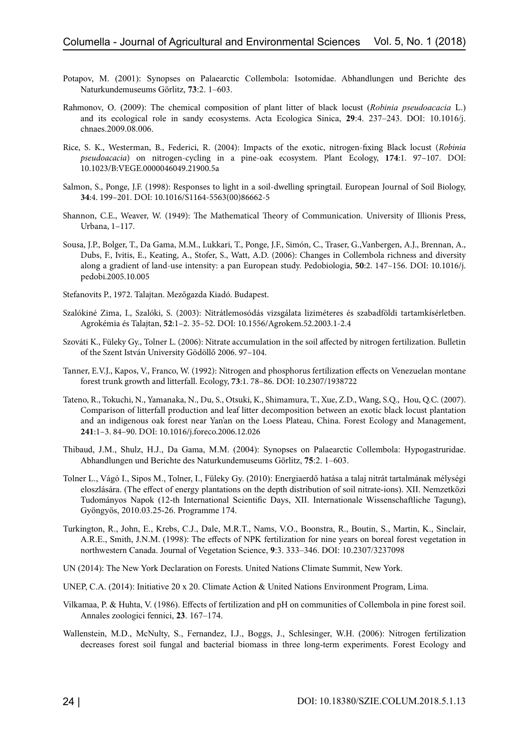Potapov, M. (2001): Synopses on Palaearctic Collembola: Isotomidae. Abhandlungen und Berichte des Naturkundemuseums Görlitz, **73**:2. 1–603.

Rahmonov, O. (2009): The chemical composition of plant litter of black locust (*Robinia pseudoacacia* L.) and its ecological role in sandy ecosystems. Acta Ecologica Sinica, **29**:4. 237–243. DOI: 10.1016/j.chnaes.2009.08.006.

Rice, S. K., Westerman, B., Federici, R. (2004): Impacts of the exotic, nitrogen-fixing Black locust (*Robinia pseudoacacia*) on nitrogen-cycling in a pine-oak ecosystem. Plant Ecology, **174**:1. 97–107. DOI: 10.1023/B:VEGE.0000046049.21900.5a

Salmon, S., Ponge, J.F. (1998): Responses to light in a soil-dwelling springtail. European Journal of Soil Biology, **34**:4. 199–201. DOI: 10.1016/S1164-5563(00)86662-5

Shannon, C.E., Weaver, W. (1949): The Mathematical Theory of Communication. University of Illionis Press, Urbana, 1–117.

Sousa, J.P., Bolger, T., Da Gama, M.M., Lukkari, T., Ponge, J.F., Simón, C., Traser, G.,Vanbergen, A.J., Brennan, A., Dubs, F., Ivitis, E., Keating, A., Stofer, S., Watt, A.D. (2006): Changes in Collembola richness and diversity along a gradient of land-use intensity: a pan European study. Pedobiologia, **50**:2. 147–156. DOI: 10.1016/j.pedobi.2005.10.005

Stefanovits P., 1972. Talajtan. Mezőgazda Kiadó. Budapest.

Szalókiné Zima, I., Szalóki, S. (2003): Nitrátlemosódás vizsgálata liziméteres és szabadföldi tartamkísérletben. Agrokémia és Talajtan, **52**:1–2. 35–52. DOI: 10.1556/Agrokem.52.2003.1-2.4

Szováti K., Füleky Gy., Tolner L. (2006): Nitrate accumulation in the soil affected by nitrogen fertilization. Bulletin of the Szent István University Gödöllő 2006. 97–104.

Tanner, E.V.J., Kapos, V., Franco, W. (1992): Nitrogen and phosphorus fertilization effects on Venezuelan montane forest trunk growth and litterfall. Ecology, **73**:1. 78–86. DOI: 10.2307/1938722

Tateno, R., Tokuchi, N., Yamanaka, N., Du, S., Otsuki, K., Shimamura, T., Xue, Z.D., Wang, S.Q., Hou, Q.C. (2007). Comparison of litterfall production and leaf litter decomposition between an exotic black locust plantation and an indigenous oak forest near Yan'an on the Loess Plateau, China. Forest Ecology and Management, **241**:1–3. 84–90. DOI: 10.1016/j.foreco.2006.12.026

Thibaud, J.M., Shulz, H.J., Da Gama, M.M. (2004): Synopses on Palaearctic Collembola: Hypogastruridae. Abhandlungen und Berichte des Naturkundemuseums Görlitz, **75**:2. 1–603.

Tolner L., Vágó I., Sipos M., Tolner, I., Füleky Gy. (2010): Energiaerdő hatása a talaj nitrát tartalmának mélységi eloszlására. (The effect of energy plantations on the depth distribution of soil nitrate-ions). XII. Nemzetközi Tudományos Napok (12-th International Scientific Days, XII. Internationale Wissenschaftliche Tagung), Gyöngyös, 2010.03.25-26. Programme 174.

Turkington, R., John, E., Krebs, C.J., Dale, M.R.T., Nams, V.O., Boonstra, R., Boutin, S., Martin, K., Sinclair, A.R.E., Smith, J.N.M. (1998): The effects of NPK fertilization for nine years on boreal forest vegetation in northwestern Canada. Journal of Vegetation Science, **9**:3. 333–346. DOI: 10.2307/3237098

UN (2014): The New York Declaration on Forests. United Nations Climate Summit, New York.

UNEP, C.A. (2014): Initiative 20 x 20. Climate Action & United Nations Environment Program, Lima.

Vilkamaa, P. & Huhta, V. (1986). Effects of fertilization and pH on communities of Collembola in pine forest soil. Annales zoologici fennici, **23**. 167–174.

Wallenstein, M.D., McNulty, S., Fernandez, I.J., Boggs, J., Schlesinger, W.H. (2006): Nitrogen fertilization decreases forest soil fungal and bacterial biomass in three long-term experiments. Forest Ecology and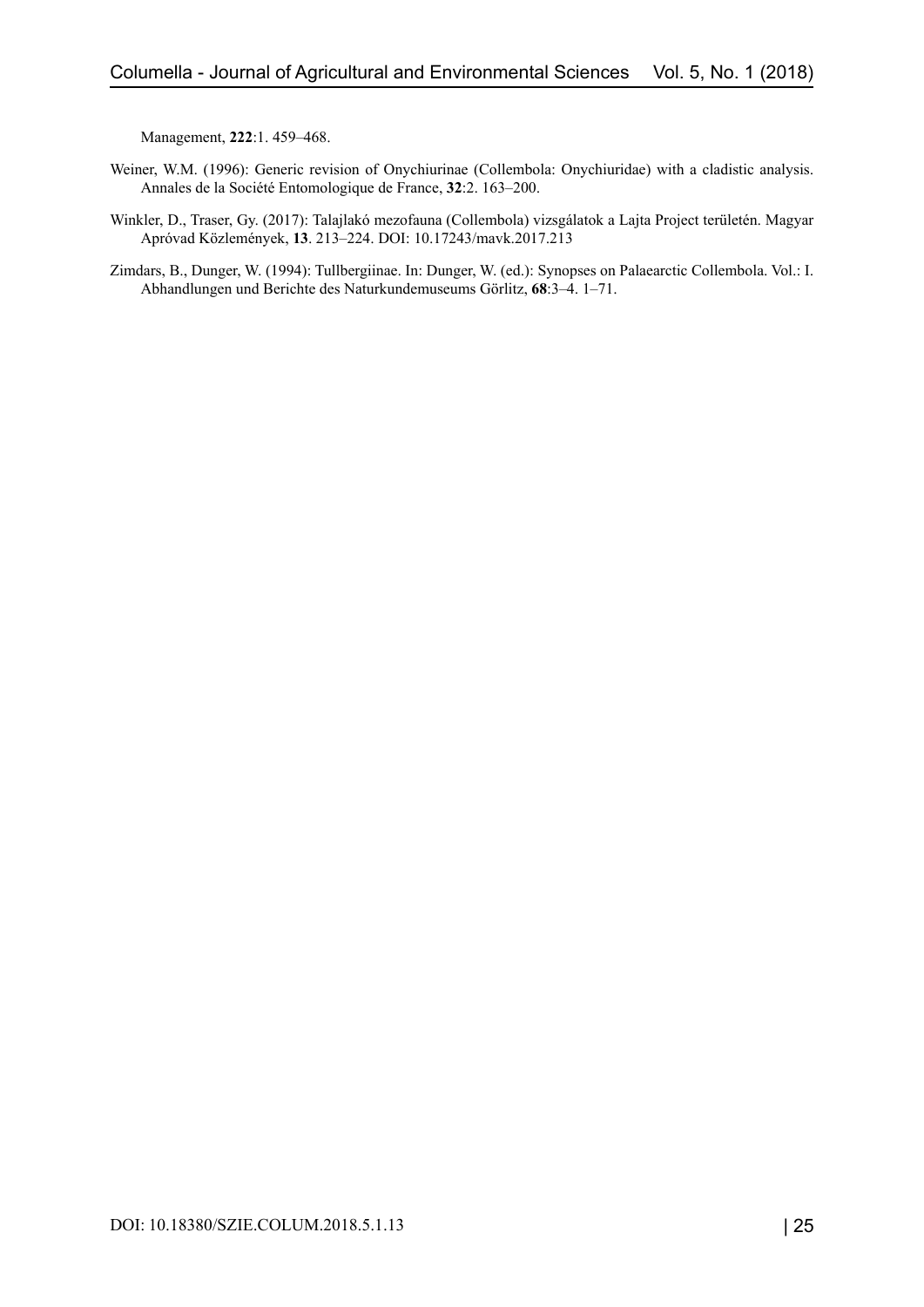Management, **222**:1. 459–468.

Weiner, W.M. (1996): Generic revision of Onychiurinae (Collembola: Onychiuridae) with a cladistic analysis. Annales de la Société Entomologique de France, **32**:2. 163–200.

Winkler, D., Traser, Gy. (2017): Talajlakó mezofauna (Collembola) vizsgálatok a Lajta Project területén. Magyar Apróvad Közlemények, **13**. 213–224. DOI: 10.17243/mavk.2017.213

Zimdars, B., Dunger, W. (1994): Tullbergiinae. In: Dunger, W. (ed.): Synopses on Palaearctic Collembola. Vol.: I. Abhandlungen und Berichte des Naturkundemuseums Görlitz, **68**:3–4. 1–71.